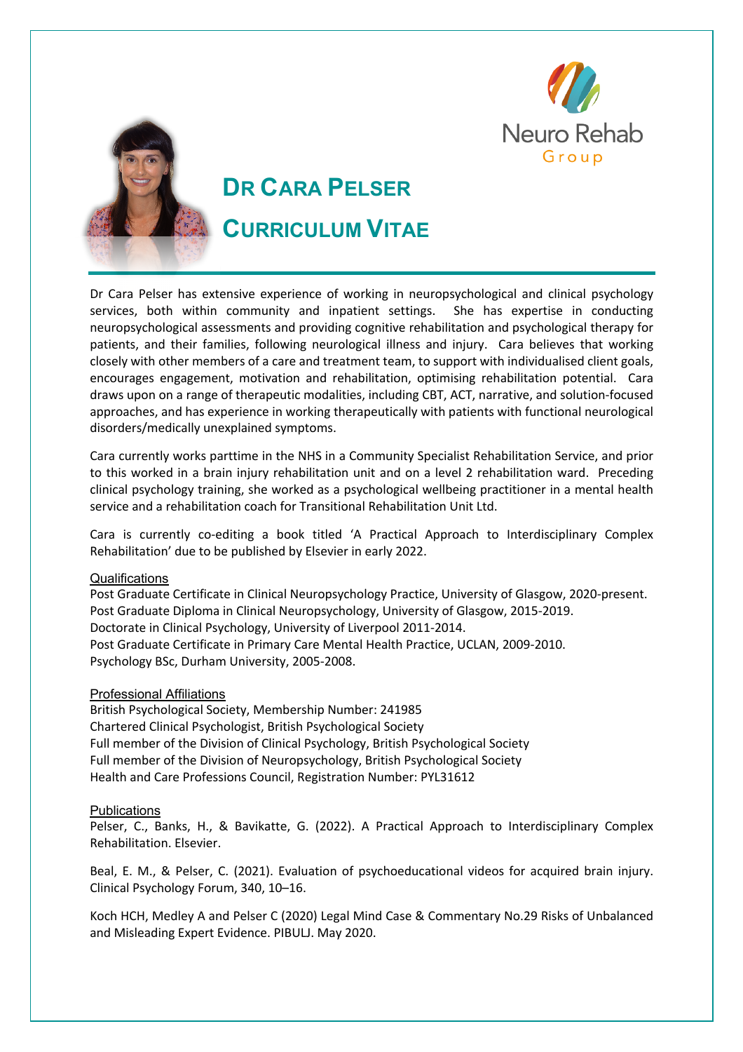# Dr Cara Pelser

# Curriculum Vitae

Dr Cara Pelser has extensive experience of working in neuropsychological and clinical psychology services, both within community and inpatient settings. She has expertise in conducting neuropsychological assessments and providing cognitive rehabilitation and psychological therapy for patients, and their families, following neurological illness and injury. Cara believes that working closely with other members of a care and treatment team, to support with individualised client goals, encourages engagement, motivation and rehabilitation, optimising rehabilitation potential. Cara draws upon on a range of therapeutic modalities, including CBT, ACT, narrative, and solution-focused approaches, and has experience in working therapeutically with patients with functional neurological disorders/medically unexplained symptoms.

Cara currently works parttime in the NHS in a Community Specialist Rehabilitation Service, and prior to this worked in a brain injury rehabilitation unit and on a level 2 rehabilitation ward. Preceding clinical psychology training, she worked as a psychological wellbeing practitioner in a mental health service and a rehabilitation coach for Transitional Rehabilitation Unit Ltd.

Cara is currently co-editing a book titled 'A Practical Approach to Interdisciplinary Complex Rehabilitation' due to be published by Elsevier in early 2022.

## Qualifications

Post Graduate Certificate in Clinical Neuropsychology Practice, University of Glasgow, 2020-present.
Post Graduate Diploma in Clinical Neuropsychology, University of Glasgow, 2015-2019.
Doctorate in Clinical Psychology, University of Liverpool 2011-2014.
Post Graduate Certificate in Primary Care Mental Health Practice, UCLAN, 2009-2010.
Psychology BSc, Durham University, 2005-2008.

## Professional Affiliations

British Psychological Society, Membership Number: 241985
Chartered Clinical Psychologist, British Psychological Society
Full member of the Division of Clinical Psychology, British Psychological Society
Full member of the Division of Neuropsychology, British Psychological Society
Health and Care Professions Council, Registration Number: PYL31612

## Publications

Pelser, C., Banks, H., & Bavikatte, G. (2022). A Practical Approach to Interdisciplinary Complex Rehabilitation. Elsevier.

Beal, E. M., & Pelser, C. (2021). Evaluation of psychoeducational videos for acquired brain injury. Clinical Psychology Forum, 340, 10–16.

Koch HCH, Medley A and Pelser C (2020) Legal Mind Case & Commentary No.29 Risks of Unbalanced and Misleading Expert Evidence. PIBULJ. May 2020.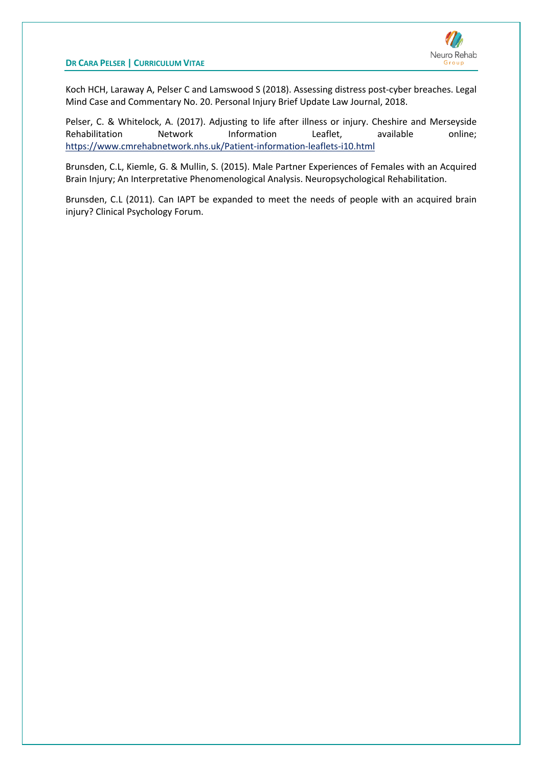Koch HCH, Laraway A, Pelser C and Lamswood S (2018). Assessing distress post-cyber breaches. Legal Mind Case and Commentary No. 20. Personal Injury Brief Update Law Journal, 2018.

Pelser, C. & Whitelock, A. (2017). Adjusting to life after illness or injury. Cheshire and Merseyside Rehabilitation Network Information Leaflet, available online; https://www.cmrehabnetwork.nhs.uk/Patient-information-leaflets-i10.html

Brunsden, C.L, Kiemle, G. & Mullin, S. (2015). Male Partner Experiences of Females with an Acquired Brain Injury; An Interpretative Phenomenological Analysis. Neuropsychological Rehabilitation.

Brunsden, C.L (2011). Can IAPT be expanded to meet the needs of people with an acquired brain injury? Clinical Psychology Forum.